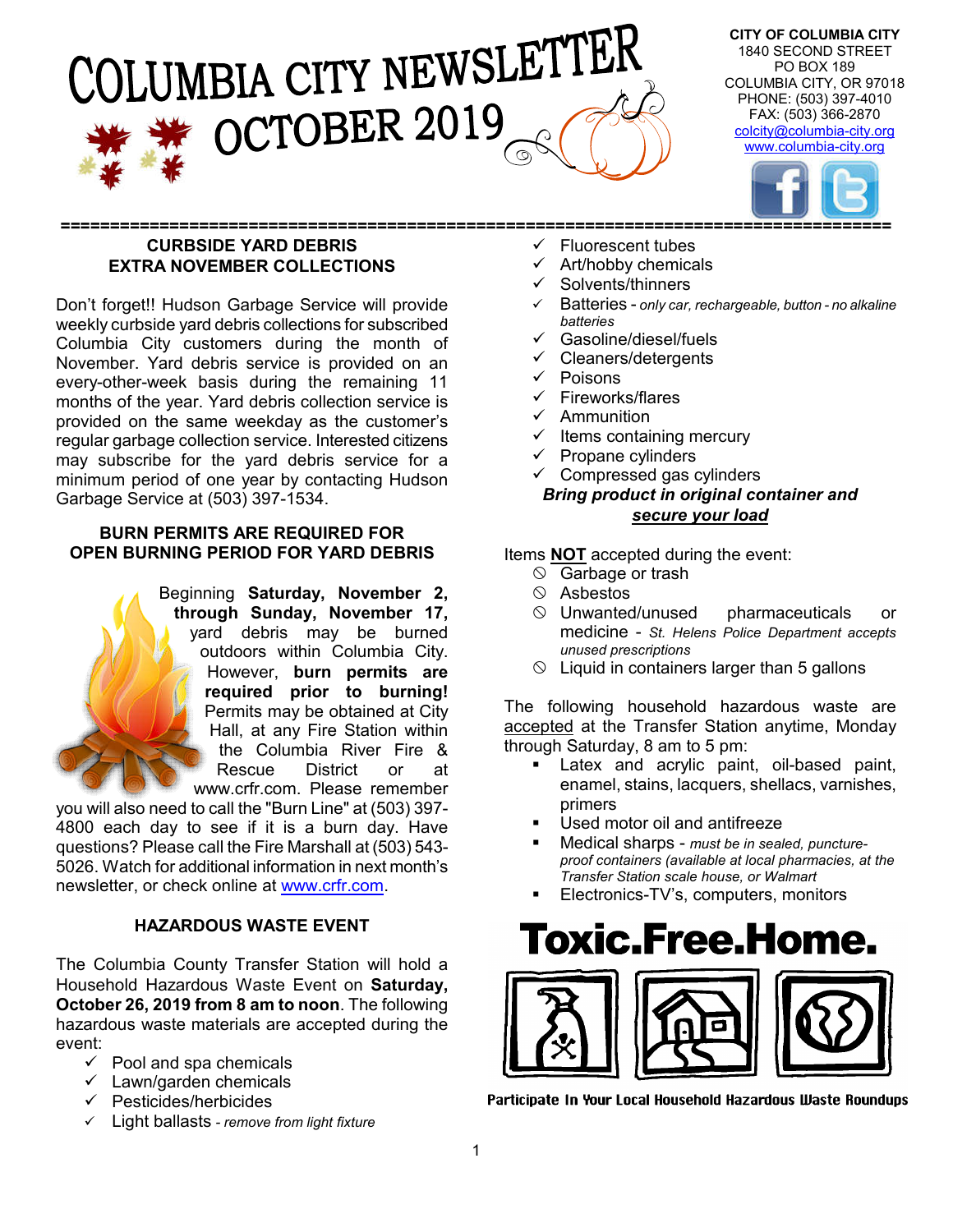# COLUMBIA CITY NEWSLETTER OCTOBER 2019

**CITY OF COLUMBIA CITY**
1840 SECOND STREET
PO BOX 189
COLUMBIA CITY, OR 97018
PHONE: (503) 397-4010
FAX: (503) 366-2870
colcity@columbia-city.org
www.columbia-city.org

## CURBSIDE YARD DEBRIS EXTRA NOVEMBER COLLECTIONS

Don't forget!! Hudson Garbage Service will provide weekly curbside yard debris collections for subscribed Columbia City customers during the month of November. Yard debris service is provided on an every-other-week basis during the remaining 11 months of the year. Yard debris collection service is provided on the same weekday as the customer's regular garbage collection service. Interested citizens may subscribe for the yard debris service for a minimum period of one year by contacting Hudson Garbage Service at (503) 397-1534.

## BURN PERMITS ARE REQUIRED FOR OPEN BURNING PERIOD FOR YARD DEBRIS

Beginning **Saturday, November 2, through Sunday, November 17,** yard debris may be burned outdoors within Columbia City. However, **burn permits are required prior to burning!** Permits may be obtained at City Hall, at any Fire Station within the Columbia River Fire & Rescue District or at www.crfr.com. Please remember you will also need to call the "Burn Line" at (503) 397-4800 each day to see if it is a burn day. Have questions? Please call the Fire Marshall at (503) 543-5026. Watch for additional information in next month's newsletter, or check online at www.crfr.com.

## HAZARDOUS WASTE EVENT

The Columbia County Transfer Station will hold a Household Hazardous Waste Event on **Saturday, October 26, 2019 from 8 am to noon**. The following hazardous waste materials are accepted during the event:

- ✓ Pool and spa chemicals
- ✓ Lawn/garden chemicals
- ✓ Pesticides/herbicides
- ✓ Light ballasts - *remove from light fixture*
- ✓ Fluorescent tubes
- ✓ Art/hobby chemicals
- ✓ Solvents/thinners
- ✓ Batteries - *only car, rechargeable, button - no alkaline batteries*
- ✓ Gasoline/diesel/fuels
- ✓ Cleaners/detergents
- ✓ Poisons
- ✓ Fireworks/flares
- ✓ Ammunition
- ✓ Items containing mercury
- ✓ Propane cylinders
- ✓ Compressed gas cylinders

***Bring product in original container and secure your load***

Items **NOT** accepted during the event:

- ⃠ Garbage or trash
- ⃠ Asbestos
- ⃠ Unwanted/unused pharmaceuticals or medicine - *St. Helens Police Department accepts unused prescriptions*
- ⃠ Liquid in containers larger than 5 gallons

The following household hazardous waste are accepted at the Transfer Station anytime, Monday through Saturday, 8 am to 5 pm:

- Latex and acrylic paint, oil-based paint, enamel, stains, lacquers, shellacs, varnishes, primers
- Used motor oil and antifreeze
- Medical sharps - *must be in sealed, puncture-proof containers (available at local pharmacies, at the Transfer Station scale house, or Walmart*
- Electronics-TV's, computers, monitors

**Toxic.Free.Home.**

Participate In Your Local Household Hazardous Waste Roundups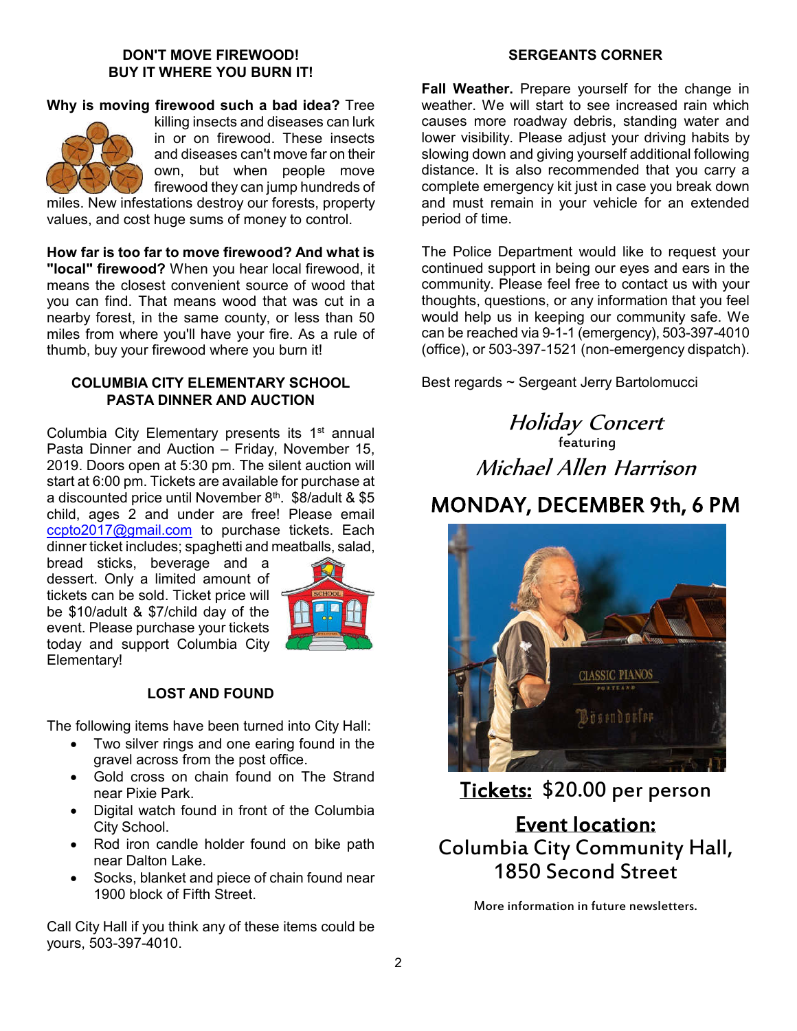## DON'T MOVE FIREWOOD! BUY IT WHERE YOU BURN IT!

**Why is moving firewood such a bad idea?** Tree killing insects and diseases can lurk in or on firewood. These insects and diseases can't move far on their own, but when people move firewood they can jump hundreds of miles. New infestations destroy our forests, property values, and cost huge sums of money to control.

**How far is too far to move firewood? And what is "local" firewood?** When you hear local firewood, it means the closest convenient source of wood that you can find. That means wood that was cut in a nearby forest, in the same county, or less than 50 miles from where you'll have your fire. As a rule of thumb, buy your firewood where you burn it!

## COLUMBIA CITY ELEMENTARY SCHOOL PASTA DINNER AND AUCTION

Columbia City Elementary presents its 1st annual Pasta Dinner and Auction – Friday, November 15, 2019. Doors open at 5:30 pm. The silent auction will start at 6:00 pm. Tickets are available for purchase at a discounted price until November 8th. $8/adult & $5 child, ages 2 and under are free! Please email ccpto2017@gmail.com to purchase tickets. Each dinner ticket includes; spaghetti and meatballs, salad, bread sticks, beverage and a dessert. Only a limited amount of tickets can be sold. Ticket price will be $10/adult & $7/child day of the event. Please purchase your tickets today and support Columbia City Elementary!

## LOST AND FOUND

The following items have been turned into City Hall:

- Two silver rings and one earing found in the gravel across from the post office.
- Gold cross on chain found on The Strand near Pixie Park.
- Digital watch found in front of the Columbia City School.
- Rod iron candle holder found on bike path near Dalton Lake.
- Socks, blanket and piece of chain found near 1900 block of Fifth Street.

Call City Hall if you think any of these items could be yours, 503-397-4010.

## SERGEANTS CORNER

**Fall Weather.** Prepare yourself for the change in weather. We will start to see increased rain which causes more roadway debris, standing water and lower visibility. Please adjust your driving habits by slowing down and giving yourself additional following distance. It is also recommended that you carry a complete emergency kit just in case you break down and must remain in your vehicle for an extended period of time.

The Police Department would like to request your continued support in being our eyes and ears in the community. Please feel free to contact us with your thoughts, questions, or any information that you feel would help us in keeping our community safe. We can be reached via 9-1-1 (emergency), 503-397-4010 (office), or 503-397-1521 (non-emergency dispatch).

Best regards ~ Sergeant Jerry Bartolomucci

## *Holiday Concert*
featuring
## *Michael Allen Harrison*

## MONDAY, DECEMBER 9th, 6 PM

**Tickets:** $20.00 per person

**Event location:**
Columbia City Community Hall,
1850 Second Street

More information in future newsletters.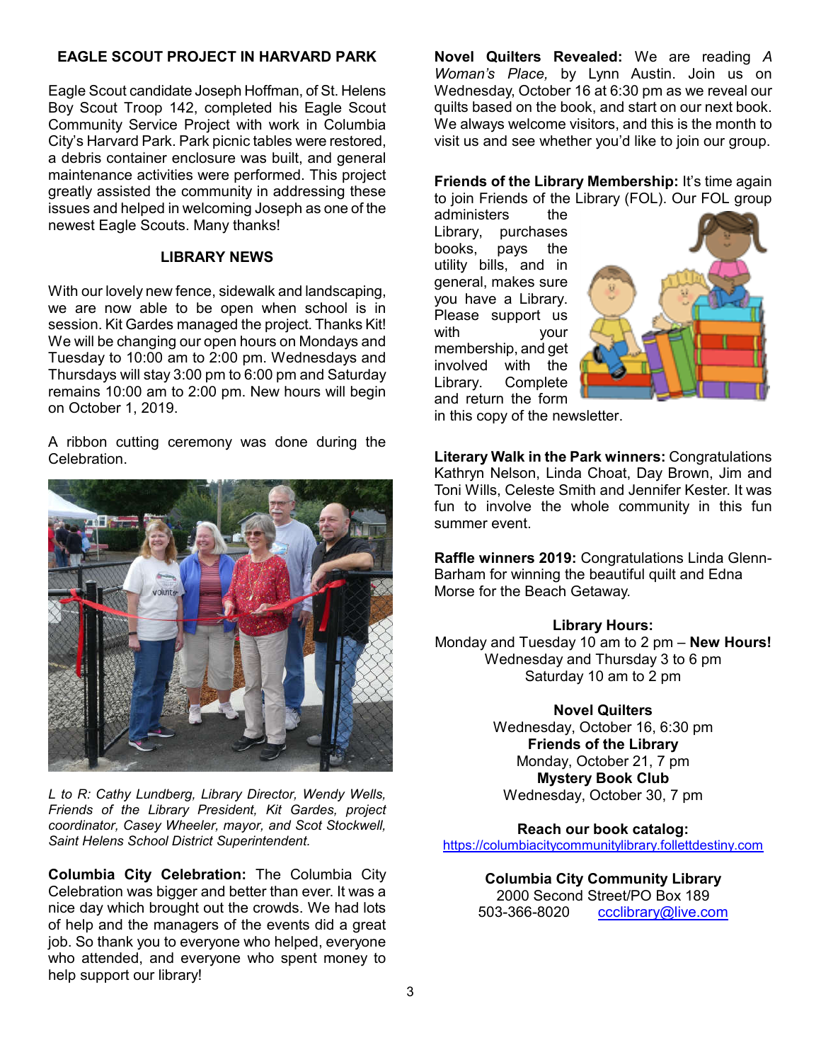## EAGLE SCOUT PROJECT IN HARVARD PARK

Eagle Scout candidate Joseph Hoffman, of St. Helens Boy Scout Troop 142, completed his Eagle Scout Community Service Project with work in Columbia City's Harvard Park. Park picnic tables were restored, a debris container enclosure was built, and general maintenance activities were performed. This project greatly assisted the community in addressing these issues and helped in welcoming Joseph as one of the newest Eagle Scouts. Many thanks!

## LIBRARY NEWS

With our lovely new fence, sidewalk and landscaping, we are now able to be open when school is in session. Kit Gardes managed the project. Thanks Kit! We will be changing our open hours on Mondays and Tuesday to 10:00 am to 2:00 pm. Wednesdays and Thursdays will stay 3:00 pm to 6:00 pm and Saturday remains 10:00 am to 2:00 pm. New hours will begin on October 1, 2019.

A ribbon cutting ceremony was done during the Celebration.

*L to R: Cathy Lundberg, Library Director, Wendy Wells, Friends of the Library President, Kit Gardes, project coordinator, Casey Wheeler, mayor, and Scot Stockwell, Saint Helens School District Superintendent.*

**Columbia City Celebration:** The Columbia City Celebration was bigger and better than ever. It was a nice day which brought out the crowds. We had lots of help and the managers of the events did a great job. So thank you to everyone who helped, everyone who attended, and everyone who spent money to help support our library!

**Novel Quilters Revealed:** We are reading *A Woman's Place,* by Lynn Austin. Join us on Wednesday, October 16 at 6:30 pm as we reveal our quilts based on the book, and start on our next book. We always welcome visitors, and this is the month to visit us and see whether you'd like to join our group.

**Friends of the Library Membership:** It's time again to join Friends of the Library (FOL). Our FOL group administers the Library, purchases books, pays the utility bills, and in general, makes sure you have a Library. Please support us with your membership, and get involved with the Library. Complete and return the form in this copy of the newsletter.

**Literary Walk in the Park winners:** Congratulations Kathryn Nelson, Linda Choat, Day Brown, Jim and Toni Wills, Celeste Smith and Jennifer Kester. It was fun to involve the whole community in this fun summer event.

**Raffle winners 2019:** Congratulations Linda Glenn-Barham for winning the beautiful quilt and Edna Morse for the Beach Getaway.

**Library Hours:**
Monday and Tuesday 10 am to 2 pm – **New Hours!**
Wednesday and Thursday 3 to 6 pm
Saturday 10 am to 2 pm

**Novel Quilters**
Wednesday, October 16, 6:30 pm
**Friends of the Library**
Monday, October 21, 7 pm
**Mystery Book Club**
Wednesday, October 30, 7 pm

**Reach our book catalog:**
https://columbiacitycommunitylibrary.follettdestiny.com

**Columbia City Community Library**
2000 Second Street/PO Box 189
503-366-8020 ccclibrary@live.com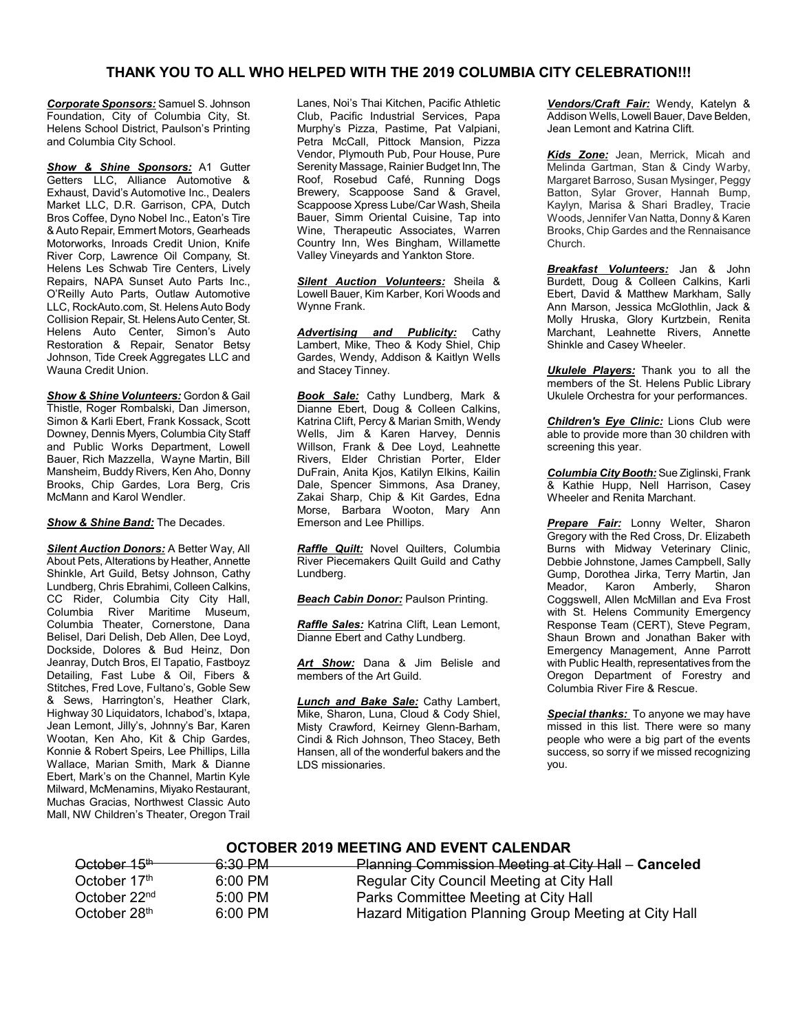## THANK YOU TO ALL WHO HELPED WITH THE 2019 COLUMBIA CITY CELEBRATION!!!

***Corporate Sponsors:*** Samuel S. Johnson Foundation, City of Columbia City, St. Helens School District, Paulson's Printing and Columbia City School.

***Show & Shine Sponsors:*** A1 Gutter Getters LLC, Alliance Automotive & Exhaust, David's Automotive Inc., Dealers Market LLC, D.R. Garrison, CPA, Dutch Bros Coffee, Dyno Nobel Inc., Eaton's Tire & Auto Repair, Emmert Motors, Gearheads Motorworks, Inroads Credit Union, Knife River Corp, Lawrence Oil Company, St. Helens Les Schwab Tire Centers, Lively Repairs, NAPA Sunset Auto Parts Inc., O'Reilly Auto Parts, Outlaw Automotive LLC, RockAuto.com, St. Helens Auto Body Collision Repair, St. Helens Auto Center, St. Helens Auto Center, Simon's Auto Restoration & Repair, Senator Betsy Johnson, Tide Creek Aggregates LLC and Wauna Credit Union.

***Show & Shine Volunteers:*** Gordon & Gail Thistle, Roger Rombalski, Dan Jimerson, Simon & Karli Ebert, Frank Kossack, Scott Downey, Dennis Myers, Columbia City Staff and Public Works Department, Lowell Bauer, Rich Mazzella, Wayne Martin, Bill Mansheim, Buddy Rivers, Ken Aho, Donny Brooks, Chip Gardes, Lora Berg, Cris McMann and Karol Wendler.

***Show & Shine Band:*** The Decades.

***Silent Auction Donors:*** A Better Way, All About Pets, Alterations by Heather, Annette Shinkle, Art Guild, Betsy Johnson, Cathy Lundberg, Chris Ebrahimi, Colleen Calkins, CC Rider, Columbia City City Hall, Columbia River Maritime Museum, Columbia Theater, Cornerstone, Dana Belisel, Dari Delish, Deb Allen, Dee Loyd, Dockside, Dolores & Bud Heinz, Don Jeanray, Dutch Bros, El Tapatio, Fastboyz Detailing, Fast Lube & Oil, Fibers & Stitches, Fred Love, Fultano's, Goble Sew & Sews, Harrington's, Heather Clark, Highway 30 Liquidators, Ichabod's, Ixtapa, Jean Lemont, Jilly's, Johnny's Bar, Karen Wootan, Ken Aho, Kit & Chip Gardes, Konnie & Robert Speirs, Lee Phillips, Lilla Wallace, Marian Smith, Mark & Dianne Ebert, Mark's on the Channel, Martin Kyle Milward, McMenamins, Miyako Restaurant, Muchas Gracias, Northwest Classic Auto Mall, NW Children's Theater, Oregon Trail Lanes, Noi's Thai Kitchen, Pacific Athletic Club, Pacific Industrial Services, Papa Murphy's Pizza, Pastime, Pat Valpiani, Petra McCall, Pittock Mansion, Pizza Vendor, Plymouth Pub, Pour House, Pure Serenity Massage, Rainier Budget Inn, The Roof, Rosebud Café, Running Dogs Brewery, Scappoose Sand & Gravel, Scappoose Xpress Lube/Car Wash, Sheila Bauer, Simm Oriental Cuisine, Tap into Wine, Therapeutic Associates, Warren Country Inn, Wes Bingham, Willamette Valley Vineyards and Yankton Store.

***Silent Auction Volunteers:*** Sheila & Lowell Bauer, Kim Karber, Kori Woods and Wynne Frank.

***Advertising and Publicity:*** Cathy Lambert, Mike, Theo & Kody Shiel, Chip Gardes, Wendy, Addison & Kaitlyn Wells and Stacey Tinney.

***Book Sale:*** Cathy Lundberg, Mark & Dianne Ebert, Doug & Colleen Calkins, Katrina Clift, Percy & Marian Smith, Wendy Wells, Jim & Karen Harvey, Dennis Willson, Frank & Dee Loyd, Leahnette Rivers, Elder Christian Porter, Elder DuFrain, Anita Kjos, Katilyn Elkins, Kailin Dale, Spencer Simmons, Asa Draney, Zakai Sharp, Chip & Kit Gardes, Edna Morse, Barbara Wooton, Mary Ann Emerson and Lee Phillips.

***Raffle Quilt:*** Novel Quilters, Columbia River Piecemakers Quilt Guild and Cathy Lundberg.

***Beach Cabin Donor:*** Paulson Printing.

***Raffle Sales:*** Katrina Clift, Lean Lemont, Dianne Ebert and Cathy Lundberg.

***Art Show:*** Dana & Jim Belisle and members of the Art Guild.

***Lunch and Bake Sale:*** Cathy Lambert, Mike, Sharon, Luna, Cloud & Cody Shiel, Misty Crawford, Keirney Glenn-Barham, Cindi & Rich Johnson, Theo Stacey, Beth Hansen, all of the wonderful bakers and the LDS missionaries.

***Vendors/Craft Fair:*** Wendy, Katelyn & Addison Wells, Lowell Bauer, Dave Belden, Jean Lemont and Katrina Clift.

***Kids Zone:*** Jean, Merrick, Micah and Melinda Gartman, Stan & Cindy Warby, Margaret Barroso, Susan Mysinger, Peggy Batton, Sylar Grover, Hannah Bump, Kaylyn, Marisa & Shari Bradley, Tracie Woods, Jennifer Van Natta, Donny & Karen Brooks, Chip Gardes and the Rennaisance Church.

***Breakfast Volunteers:*** Jan & John Burdett, Doug & Colleen Calkins, Karli Ebert, David & Matthew Markham, Sally Ann Marson, Jessica McGlothlin, Jack & Molly Hruska, Glory Kurtzbein, Renita Marchant, Leahnette Rivers, Annette Shinkle and Casey Wheeler.

***Ukulele Players:*** Thank you to all the members of the St. Helens Public Library Ukulele Orchestra for your performances.

***Children's Eye Clinic:*** Lions Club were able to provide more than 30 children with screening this year.

***Columbia City Booth:*** Sue Ziglinski, Frank & Kathie Hupp, Nell Harrison, Casey Wheeler and Renita Marchant.

***Prepare Fair:*** Lonny Welter, Sharon Gregory with the Red Cross, Dr. Elizabeth Burns with Midway Veterinary Clinic, Debbie Johnstone, James Campbell, Sally Gump, Dorothea Jirka, Terry Martin, Jan Meador, Karon Amberly, Sharon Coggswell, Allen McMillan and Eva Frost with St. Helens Community Emergency Response Team (CERT), Steve Pegram, Shaun Brown and Jonathan Baker with Emergency Management, Anne Parrott with Public Health, representatives from the Oregon Department of Forestry and Columbia River Fire & Rescue.

***Special thanks:*** To anyone we may have missed in this list. There were so many people who were a big part of the events success, so sorry if we missed recognizing you.

## OCTOBER 2019 MEETING AND EVENT CALENDAR

| | | |
|---|---|---|
| ~~October 15th~~ | ~~6:30 PM~~ | ~~Planning Commission Meeting at City Hall~~ – **Canceled** |
| October 17th | 6:00 PM | Regular City Council Meeting at City Hall |
| October 22nd | 5:00 PM | Parks Committee Meeting at City Hall |
| October 28th | 6:00 PM | Hazard Mitigation Planning Group Meeting at City Hall |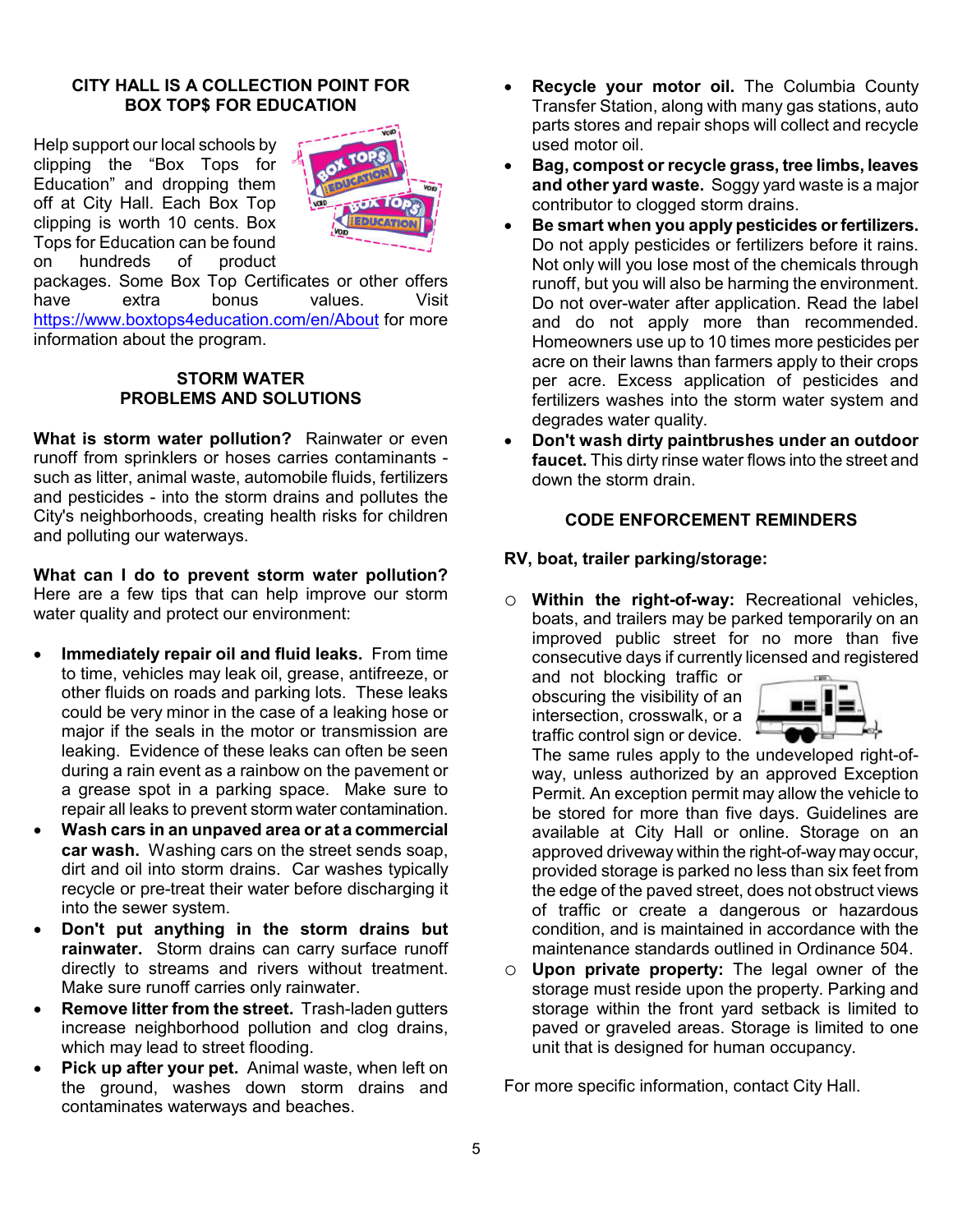## CITY HALL IS A COLLECTION POINT FOR BOX TOP$ FOR EDUCATION

Help support our local schools by clipping the "Box Tops for Education" and dropping them off at City Hall. Each Box Top clipping is worth 10 cents. Box Tops for Education can be found on hundreds of product packages. Some Box Top Certificates or other offers have extra bonus values. Visit https://www.boxtops4education.com/en/About for more information about the program.

## STORM WATER PROBLEMS AND SOLUTIONS

**What is storm water pollution?** Rainwater or even runoff from sprinklers or hoses carries contaminants - such as litter, animal waste, automobile fluids, fertilizers and pesticides - into the storm drains and pollutes the City's neighborhoods, creating health risks for children and polluting our waterways.

**What can I do to prevent storm water pollution?** Here are a few tips that can help improve our storm water quality and protect our environment:

- **Immediately repair oil and fluid leaks.** From time to time, vehicles may leak oil, grease, antifreeze, or other fluids on roads and parking lots. These leaks could be very minor in the case of a leaking hose or major if the seals in the motor or transmission are leaking. Evidence of these leaks can often be seen during a rain event as a rainbow on the pavement or a grease spot in a parking space. Make sure to repair all leaks to prevent storm water contamination.
- **Wash cars in an unpaved area or at a commercial car wash.** Washing cars on the street sends soap, dirt and oil into storm drains. Car washes typically recycle or pre-treat their water before discharging it into the sewer system.
- **Don't put anything in the storm drains but rainwater.** Storm drains can carry surface runoff directly to streams and rivers without treatment. Make sure runoff carries only rainwater.
- **Remove litter from the street.** Trash-laden gutters increase neighborhood pollution and clog drains, which may lead to street flooding.
- **Pick up after your pet.** Animal waste, when left on the ground, washes down storm drains and contaminates waterways and beaches.
- **Recycle your motor oil.** The Columbia County Transfer Station, along with many gas stations, auto parts stores and repair shops will collect and recycle used motor oil.
- **Bag, compost or recycle grass, tree limbs, leaves and other yard waste.** Soggy yard waste is a major contributor to clogged storm drains.
- **Be smart when you apply pesticides or fertilizers.** Do not apply pesticides or fertilizers before it rains. Not only will you lose most of the chemicals through runoff, but you will also be harming the environment. Do not over-water after application. Read the label and do not apply more than recommended. Homeowners use up to 10 times more pesticides per acre on their lawns than farmers apply to their crops per acre. Excess application of pesticides and fertilizers washes into the storm water system and degrades water quality.
- **Don't wash dirty paintbrushes under an outdoor faucet.** This dirty rinse water flows into the street and down the storm drain.

## CODE ENFORCEMENT REMINDERS

**RV, boat, trailer parking/storage:**

- **Within the right-of-way:** Recreational vehicles, boats, and trailers may be parked temporarily on an improved public street for no more than five consecutive days if currently licensed and registered and not blocking traffic or obscuring the visibility of an intersection, crosswalk, or a traffic control sign or device. The same rules apply to the undeveloped right-of-way, unless authorized by an approved Exception Permit. An exception permit may allow the vehicle to be stored for more than five days. Guidelines are available at City Hall or online. Storage on an approved driveway within the right-of-way may occur, provided storage is parked no less than six feet from the edge of the paved street, does not obstruct views of traffic or create a dangerous or hazardous condition, and is maintained in accordance with the maintenance standards outlined in Ordinance 504.
- **Upon private property:** The legal owner of the storage must reside upon the property. Parking and storage within the front yard setback is limited to paved or graveled areas. Storage is limited to one unit that is designed for human occupancy.

For more specific information, contact City Hall.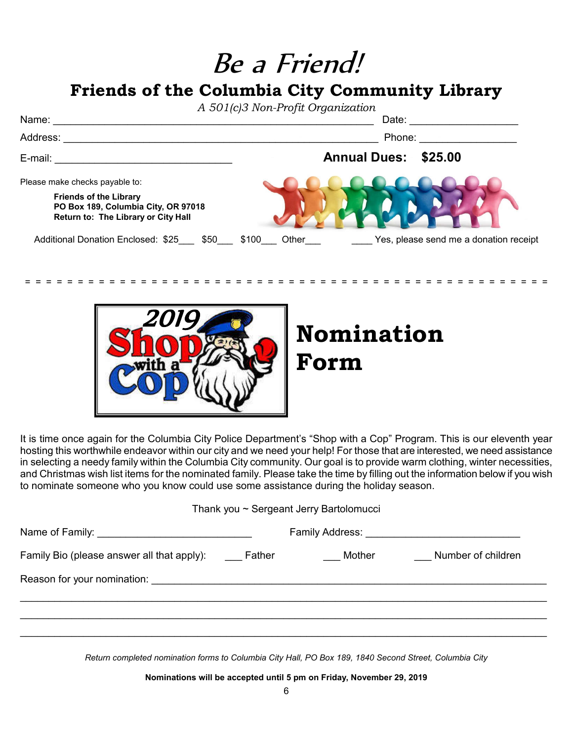# *Be a Friend!*

## Friends of the Columbia City Community Library

*A 501(c)3 Non-Profit Organization*

Name: ____________________________________________ Date: ________________

Address: ____________________________________________ Phone: ________________

E-mail: ____________________________

**Annual Dues: $25.00**

Please make checks payable to:

**Friends of the Library**
**PO Box 189, Columbia City, OR 97018**
**Return to: The Library or City Hall**

Additional Donation Enclosed: $25___ $50___ $100___ Other___ ____ Yes, please send me a donation receipt

= = = = = = = = = = = = = = = = = = = = = = = = = = = = = = = = = = = = = = = = = = = = = = = = = = = = = =

2019 Shop with a Cop

# Nomination Form

It is time once again for the Columbia City Police Department's "Shop with a Cop" Program. This is our eleventh year hosting this worthwhile endeavor within our city and we need your help! For those that are interested, we need assistance in selecting a needy family within the Columbia City community. Our goal is to provide warm clothing, winter necessities, and Christmas wish list items for the nominated family. Please take the time by filling out the information below if you wish to nominate someone who you know could use some assistance during the holiday season.

Thank you ~ Sergeant Jerry Bartolomucci

Name of Family: ________________________ Family Address: ________________________

Family Bio (please answer all that apply): ___ Father ___ Mother ___ Number of children

Reason for your nomination: ____________________________________________________________

__________________________________________________________________________________

__________________________________________________________________________________

__________________________________________________________________________________

*Return completed nomination forms to Columbia City Hall, PO Box 189, 1840 Second Street, Columbia City*

**Nominations will be accepted until 5 pm on Friday, November 29, 2019**